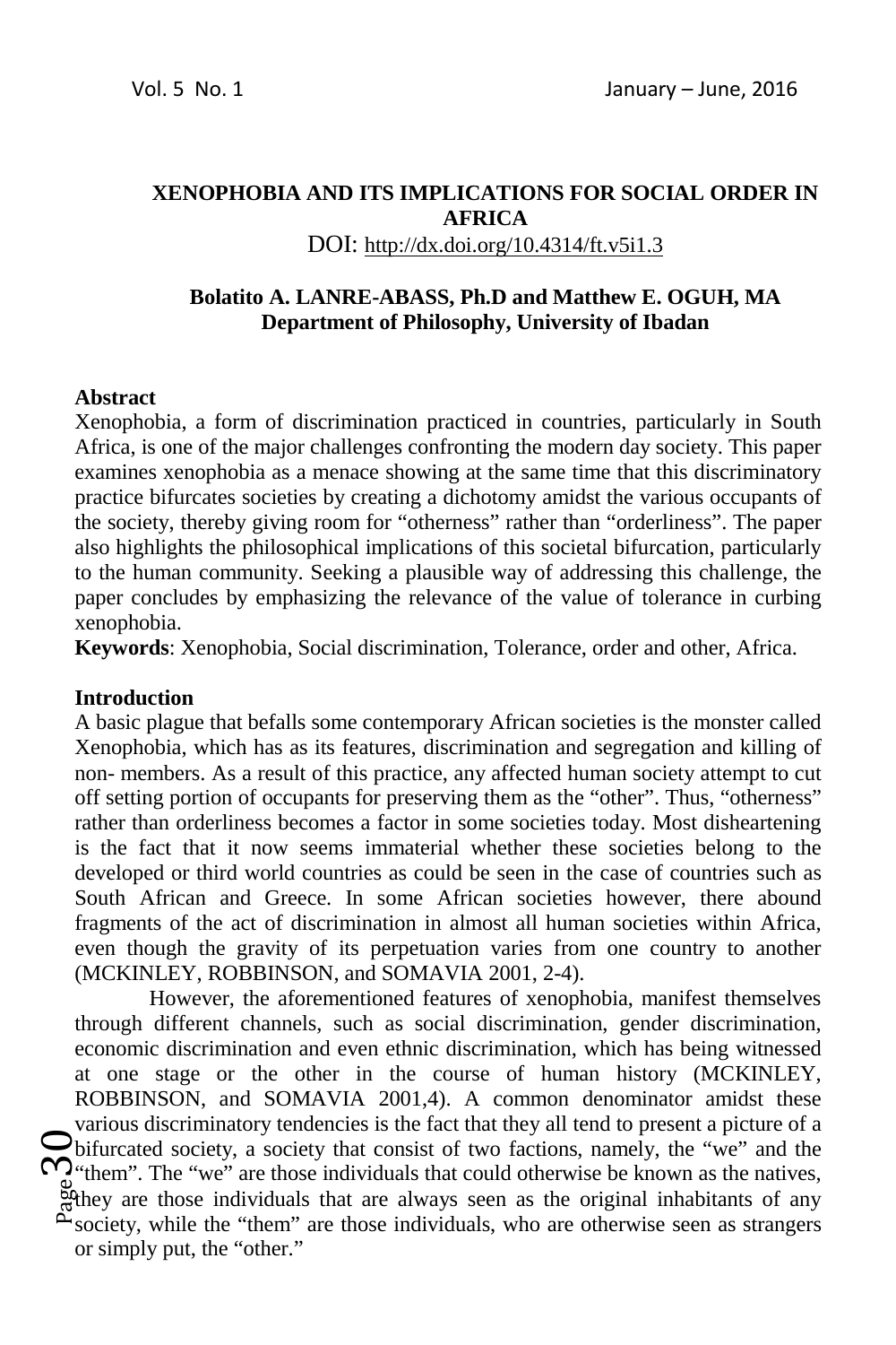# XENOPHOBIA AND ITS IMPLICATIONS FOR SOCIAL ORDER IN AFRICA

DOI: http://dx.doi.org/10.4314/ft.v5i1.3

**Bolatito A. LANRE-ABASS, Ph.D and Matthew E. OGUH, MA**
**Department of Philosophy, University of Ibadan**

## Abstract

Xenophobia, a form of discrimination practiced in countries, particularly in South Africa, is one of the major challenges confronting the modern day society. This paper examines xenophobia as a menace showing at the same time that this discriminatory practice bifurcates societies by creating a dichotomy amidst the various occupants of the society, thereby giving room for "otherness" rather than "orderliness". The paper also highlights the philosophical implications of this societal bifurcation, particularly to the human community. Seeking a plausible way of addressing this challenge, the paper concludes by emphasizing the relevance of the value of tolerance in curbing xenophobia.

**Keywords**: Xenophobia, Social discrimination, Tolerance, order and other, Africa.

## Introduction

A basic plague that befalls some contemporary African societies is the monster called Xenophobia, which has as its features, discrimination and segregation and killing of non- members. As a result of this practice, any affected human society attempt to cut off setting portion of occupants for preserving them as the "other". Thus, "otherness" rather than orderliness becomes a factor in some societies today. Most disheartening is the fact that it now seems immaterial whether these societies belong to the developed or third world countries as could be seen in the case of countries such as South African and Greece. In some African societies however, there abound fragments of the act of discrimination in almost all human societies within Africa, even though the gravity of its perpetuation varies from one country to another (MCKINLEY, ROBBINSON, and SOMAVIA 2001, 2-4).

However, the aforementioned features of xenophobia, manifest themselves through different channels, such as social discrimination, gender discrimination, economic discrimination and even ethnic discrimination, which has being witnessed at one stage or the other in the course of human history (MCKINLEY, ROBBINSON, and SOMAVIA 2001,4). A common denominator amidst these various discriminatory tendencies is the fact that they all tend to present a picture of a bifurcated society, a society that consist of two factions, namely, the "we" and the "them". The "we" are those individuals that could otherwise be known as the natives, they are those individuals that are always seen as the original inhabitants of any society, while the "them" are those individuals, who are otherwise seen as strangers or simply put, the "other."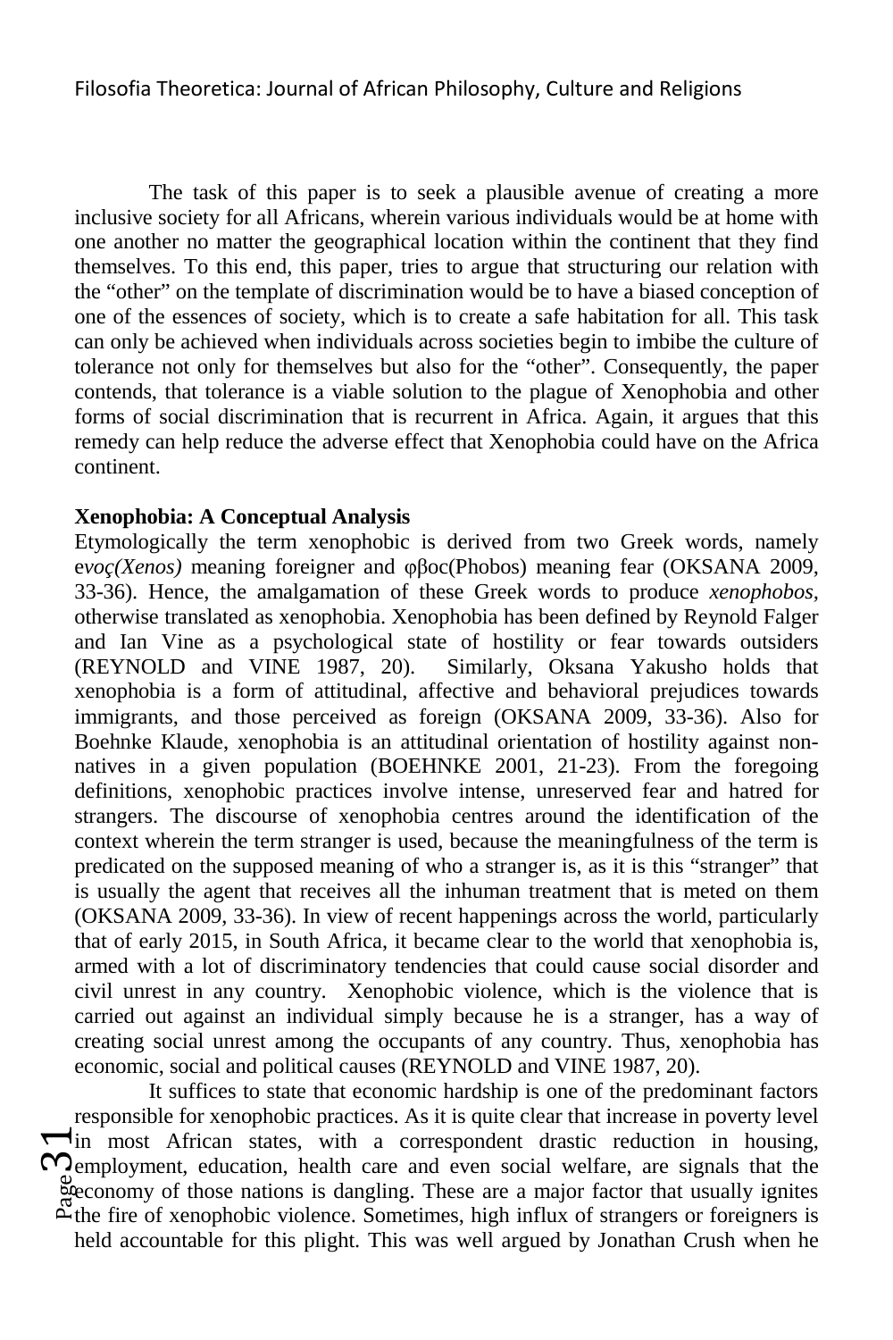The task of this paper is to seek a plausible avenue of creating a more inclusive society for all Africans, wherein various individuals would be at home with one another no matter the geographical location within the continent that they find themselves. To this end, this paper, tries to argue that structuring our relation with the "other" on the template of discrimination would be to have a biased conception of one of the essences of society, which is to create a safe habitation for all. This task can only be achieved when individuals across societies begin to imbibe the culture of tolerance not only for themselves but also for the "other". Consequently, the paper contends, that tolerance is a viable solution to the plague of Xenophobia and other forms of social discrimination that is recurrent in Africa. Again, it argues that this remedy can help reduce the adverse effect that Xenophobia could have on the Africa continent.

**Xenophobia: A Conceptual Analysis**

Etymologically the term xenophobic is derived from two Greek words, namely e*νος(Xenos)* meaning foreigner and φβoc(Phobos) meaning fear (OKSANA 2009, 33-36). Hence, the amalgamation of these Greek words to produce *xenophobos*, otherwise translated as xenophobia. Xenophobia has been defined by Reynold Falger and Ian Vine as a psychological state of hostility or fear towards outsiders (REYNOLD and VINE 1987, 20). Similarly, Oksana Yakusho holds that xenophobia is a form of attitudinal, affective and behavioral prejudices towards immigrants, and those perceived as foreign (OKSANA 2009, 33-36). Also for Boehnke Klaude, xenophobia is an attitudinal orientation of hostility against non-natives in a given population (BOEHNKE 2001, 21-23). From the foregoing definitions, xenophobic practices involve intense, unreserved fear and hatred for strangers. The discourse of xenophobia centres around the identification of the context wherein the term stranger is used, because the meaningfulness of the term is predicated on the supposed meaning of who a stranger is, as it is this "stranger" that is usually the agent that receives all the inhuman treatment that is meted on them (OKSANA 2009, 33-36). In view of recent happenings across the world, particularly that of early 2015, in South Africa, it became clear to the world that xenophobia is, armed with a lot of discriminatory tendencies that could cause social disorder and civil unrest in any country. Xenophobic violence, which is the violence that is carried out against an individual simply because he is a stranger, has a way of creating social unrest among the occupants of any country. Thus, xenophobia has economic, social and political causes (REYNOLD and VINE 1987, 20).

It suffices to state that economic hardship is one of the predominant factors responsible for xenophobic practices. As it is quite clear that increase in poverty level in most African states, with a correspondent drastic reduction in housing, employment, education, health care and even social welfare, are signals that the economy of those nations is dangling. These are a major factor that usually ignites the fire of xenophobic violence. Sometimes, high influx of strangers or foreigners is held accountable for this plight. This was well argued by Jonathan Crush when he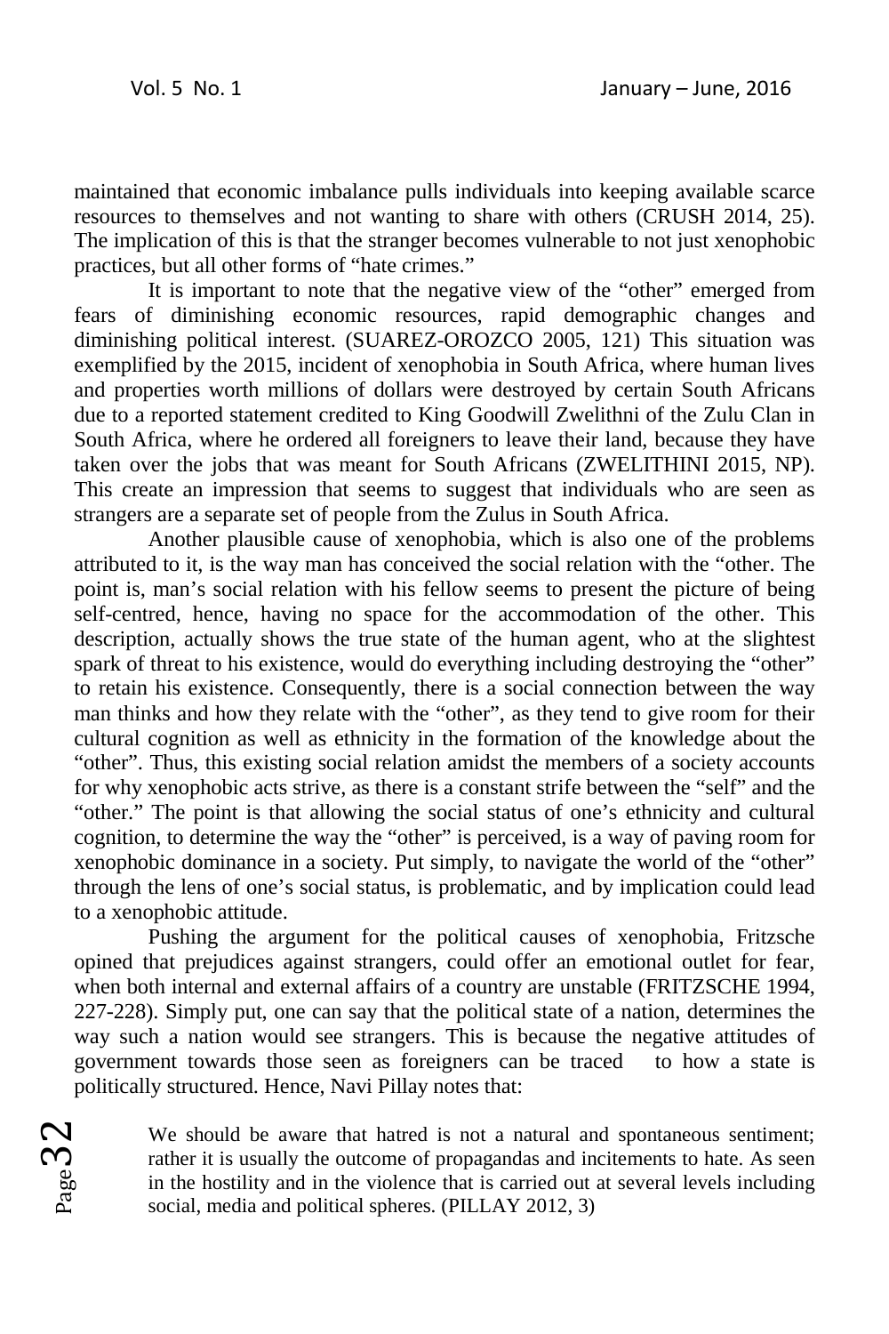maintained that economic imbalance pulls individuals into keeping available scarce resources to themselves and not wanting to share with others (CRUSH 2014, 25). The implication of this is that the stranger becomes vulnerable to not just xenophobic practices, but all other forms of "hate crimes."

It is important to note that the negative view of the "other" emerged from fears of diminishing economic resources, rapid demographic changes and diminishing political interest. (SUAREZ-OROZCO 2005, 121) This situation was exemplified by the 2015, incident of xenophobia in South Africa, where human lives and properties worth millions of dollars were destroyed by certain South Africans due to a reported statement credited to King Goodwill Zwelithni of the Zulu Clan in South Africa, where he ordered all foreigners to leave their land, because they have taken over the jobs that was meant for South Africans (ZWELITHINI 2015, NP). This create an impression that seems to suggest that individuals who are seen as strangers are a separate set of people from the Zulus in South Africa.

Another plausible cause of xenophobia, which is also one of the problems attributed to it, is the way man has conceived the social relation with the "other. The point is, man's social relation with his fellow seems to present the picture of being self-centred, hence, having no space for the accommodation of the other. This description, actually shows the true state of the human agent, who at the slightest spark of threat to his existence, would do everything including destroying the "other" to retain his existence. Consequently, there is a social connection between the way man thinks and how they relate with the "other", as they tend to give room for their cultural cognition as well as ethnicity in the formation of the knowledge about the "other". Thus, this existing social relation amidst the members of a society accounts for why xenophobic acts strive, as there is a constant strife between the "self" and the "other." The point is that allowing the social status of one's ethnicity and cultural cognition, to determine the way the "other" is perceived, is a way of paving room for xenophobic dominance in a society. Put simply, to navigate the world of the "other" through the lens of one's social status, is problematic, and by implication could lead to a xenophobic attitude.

Pushing the argument for the political causes of xenophobia, Fritzsche opined that prejudices against strangers, could offer an emotional outlet for fear, when both internal and external affairs of a country are unstable (FRITZSCHE 1994, 227-228). Simply put, one can say that the political state of a nation, determines the way such a nation would see strangers. This is because the negative attitudes of government towards those seen as foreigners can be traced to how a state is politically structured. Hence, Navi Pillay notes that:

> We should be aware that hatred is not a natural and spontaneous sentiment; rather it is usually the outcome of propagandas and incitements to hate. As seen in the hostility and in the violence that is carried out at several levels including social, media and political spheres. (PILLAY 2012, 3)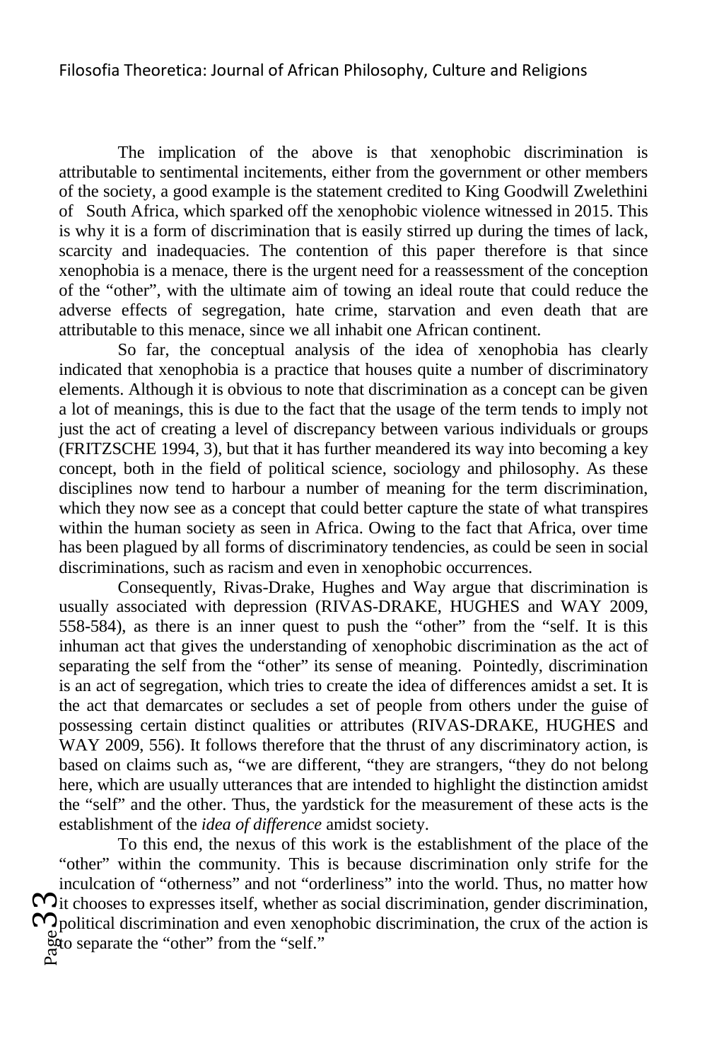The implication of the above is that xenophobic discrimination is attributable to sentimental incitements, either from the government or other members of the society, a good example is the statement credited to King Goodwill Zwelethini of South Africa, which sparked off the xenophobic violence witnessed in 2015. This is why it is a form of discrimination that is easily stirred up during the times of lack, scarcity and inadequacies. The contention of this paper therefore is that since xenophobia is a menace, there is the urgent need for a reassessment of the conception of the "other", with the ultimate aim of towing an ideal route that could reduce the adverse effects of segregation, hate crime, starvation and even death that are attributable to this menace, since we all inhabit one African continent.

So far, the conceptual analysis of the idea of xenophobia has clearly indicated that xenophobia is a practice that houses quite a number of discriminatory elements. Although it is obvious to note that discrimination as a concept can be given a lot of meanings, this is due to the fact that the usage of the term tends to imply not just the act of creating a level of discrepancy between various individuals or groups (FRITZSCHE 1994, 3), but that it has further meandered its way into becoming a key concept, both in the field of political science, sociology and philosophy. As these disciplines now tend to harbour a number of meaning for the term discrimination, which they now see as a concept that could better capture the state of what transpires within the human society as seen in Africa. Owing to the fact that Africa, over time has been plagued by all forms of discriminatory tendencies, as could be seen in social discriminations, such as racism and even in xenophobic occurrences.

Consequently, Rivas-Drake, Hughes and Way argue that discrimination is usually associated with depression (RIVAS-DRAKE, HUGHES and WAY 2009, 558-584), as there is an inner quest to push the "other" from the "self. It is this inhuman act that gives the understanding of xenophobic discrimination as the act of separating the self from the "other" its sense of meaning. Pointedly, discrimination is an act of segregation, which tries to create the idea of differences amidst a set. It is the act that demarcates or secludes a set of people from others under the guise of possessing certain distinct qualities or attributes (RIVAS-DRAKE, HUGHES and WAY 2009, 556). It follows therefore that the thrust of any discriminatory action, is based on claims such as, "we are different, "they are strangers, "they do not belong here, which are usually utterances that are intended to highlight the distinction amidst the "self" and the other. Thus, the yardstick for the measurement of these acts is the establishment of the *idea of difference* amidst society.

To this end, the nexus of this work is the establishment of the place of the "other" within the community. This is because discrimination only strife for the inculcation of "otherness" and not "orderliness" into the world. Thus, no matter how it chooses to expresses itself, whether as social discrimination, gender discrimination, political discrimination and even xenophobic discrimination, the crux of the action is to separate the "other" from the "self."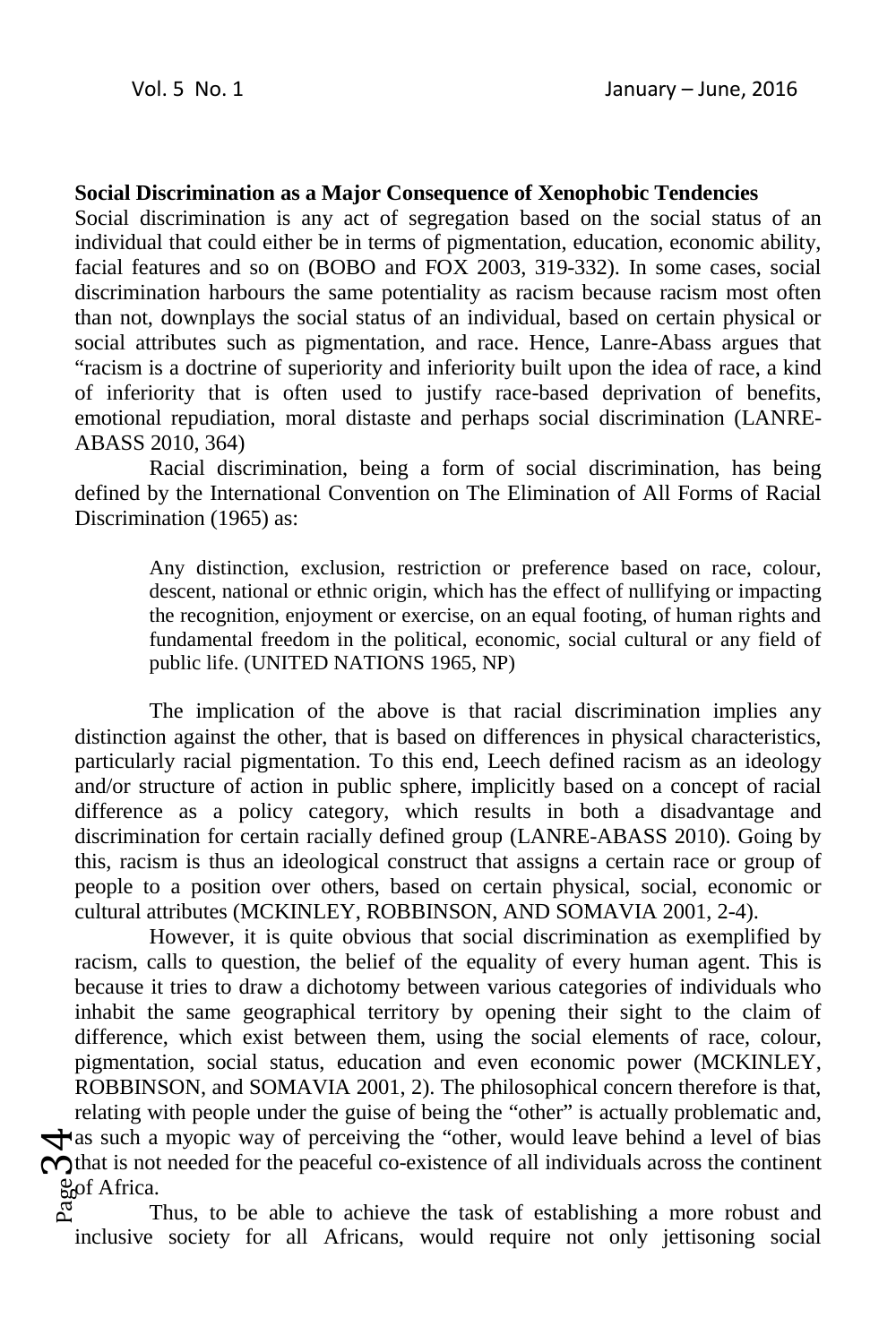**Social Discrimination as a Major Consequence of Xenophobic Tendencies**

Social discrimination is any act of segregation based on the social status of an individual that could either be in terms of pigmentation, education, economic ability, facial features and so on (BOBO and FOX 2003, 319-332). In some cases, social discrimination harbours the same potentiality as racism because racism most often than not, downplays the social status of an individual, based on certain physical or social attributes such as pigmentation, and race. Hence, Lanre-Abass argues that "racism is a doctrine of superiority and inferiority built upon the idea of race, a kind of inferiority that is often used to justify race-based deprivation of benefits, emotional repudiation, moral distaste and perhaps social discrimination (LANRE-ABASS 2010, 364)

Racial discrimination, being a form of social discrimination, has being defined by the International Convention on The Elimination of All Forms of Racial Discrimination (1965) as:

> Any distinction, exclusion, restriction or preference based on race, colour, descent, national or ethnic origin, which has the effect of nullifying or impacting the recognition, enjoyment or exercise, on an equal footing, of human rights and fundamental freedom in the political, economic, social cultural or any field of public life. (UNITED NATIONS 1965, NP)

The implication of the above is that racial discrimination implies any distinction against the other, that is based on differences in physical characteristics, particularly racial pigmentation. To this end, Leech defined racism as an ideology and/or structure of action in public sphere, implicitly based on a concept of racial difference as a policy category, which results in both a disadvantage and discrimination for certain racially defined group (LANRE-ABASS 2010). Going by this, racism is thus an ideological construct that assigns a certain race or group of people to a position over others, based on certain physical, social, economic or cultural attributes (MCKINLEY, ROBBINSON, AND SOMAVIA 2001, 2-4).

However, it is quite obvious that social discrimination as exemplified by racism, calls to question, the belief of the equality of every human agent. This is because it tries to draw a dichotomy between various categories of individuals who inhabit the same geographical territory by opening their sight to the claim of difference, which exist between them, using the social elements of race, colour, pigmentation, social status, education and even economic power (MCKINLEY, ROBBINSON, and SOMAVIA 2001, 2). The philosophical concern therefore is that, relating with people under the guise of being the "other" is actually problematic and, as such a myopic way of perceiving the "other, would leave behind a level of bias that is not needed for the peaceful co-existence of all individuals across the continent of Africa.

Thus, to be able to achieve the task of establishing a more robust and inclusive society for all Africans, would require not only jettisoning social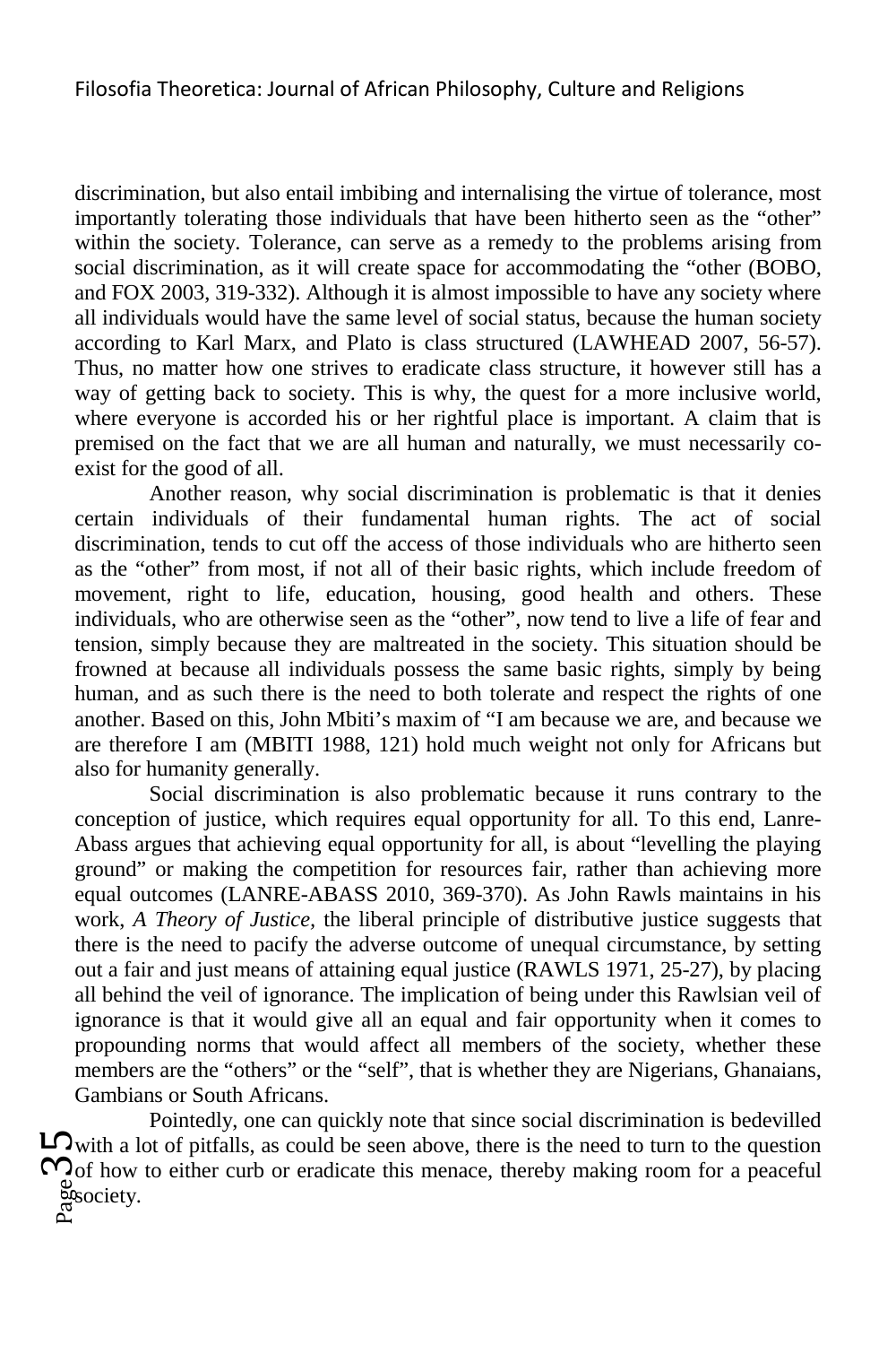discrimination, but also entail imbibing and internalising the virtue of tolerance, most importantly tolerating those individuals that have been hitherto seen as the "other" within the society. Tolerance, can serve as a remedy to the problems arising from social discrimination, as it will create space for accommodating the "other (BOBO, and FOX 2003, 319-332). Although it is almost impossible to have any society where all individuals would have the same level of social status, because the human society according to Karl Marx, and Plato is class structured (LAWHEAD 2007, 56-57). Thus, no matter how one strives to eradicate class structure, it however still has a way of getting back to society. This is why, the quest for a more inclusive world, where everyone is accorded his or her rightful place is important. A claim that is premised on the fact that we are all human and naturally, we must necessarily co-exist for the good of all.

Another reason, why social discrimination is problematic is that it denies certain individuals of their fundamental human rights. The act of social discrimination, tends to cut off the access of those individuals who are hitherto seen as the "other" from most, if not all of their basic rights, which include freedom of movement, right to life, education, housing, good health and others. These individuals, who are otherwise seen as the "other", now tend to live a life of fear and tension, simply because they are maltreated in the society. This situation should be frowned at because all individuals possess the same basic rights, simply by being human, and as such there is the need to both tolerate and respect the rights of one another. Based on this, John Mbiti's maxim of "I am because we are, and because we are therefore I am (MBITI 1988, 121) hold much weight not only for Africans but also for humanity generally.

Social discrimination is also problematic because it runs contrary to the conception of justice, which requires equal opportunity for all. To this end, Lanre-Abass argues that achieving equal opportunity for all, is about "levelling the playing ground" or making the competition for resources fair, rather than achieving more equal outcomes (LANRE-ABASS 2010, 369-370). As John Rawls maintains in his work, *A Theory of Justice*, the liberal principle of distributive justice suggests that there is the need to pacify the adverse outcome of unequal circumstance, by setting out a fair and just means of attaining equal justice (RAWLS 1971, 25-27), by placing all behind the veil of ignorance. The implication of being under this Rawlsian veil of ignorance is that it would give all an equal and fair opportunity when it comes to propounding norms that would affect all members of the society, whether these members are the "others" or the "self", that is whether they are Nigerians, Ghanaians, Gambians or South Africans.

Pointedly, one can quickly note that since social discrimination is bedevilled with a lot of pitfalls, as could be seen above, there is the need to turn to the question of how to either curb or eradicate this menace, thereby making room for a peaceful society.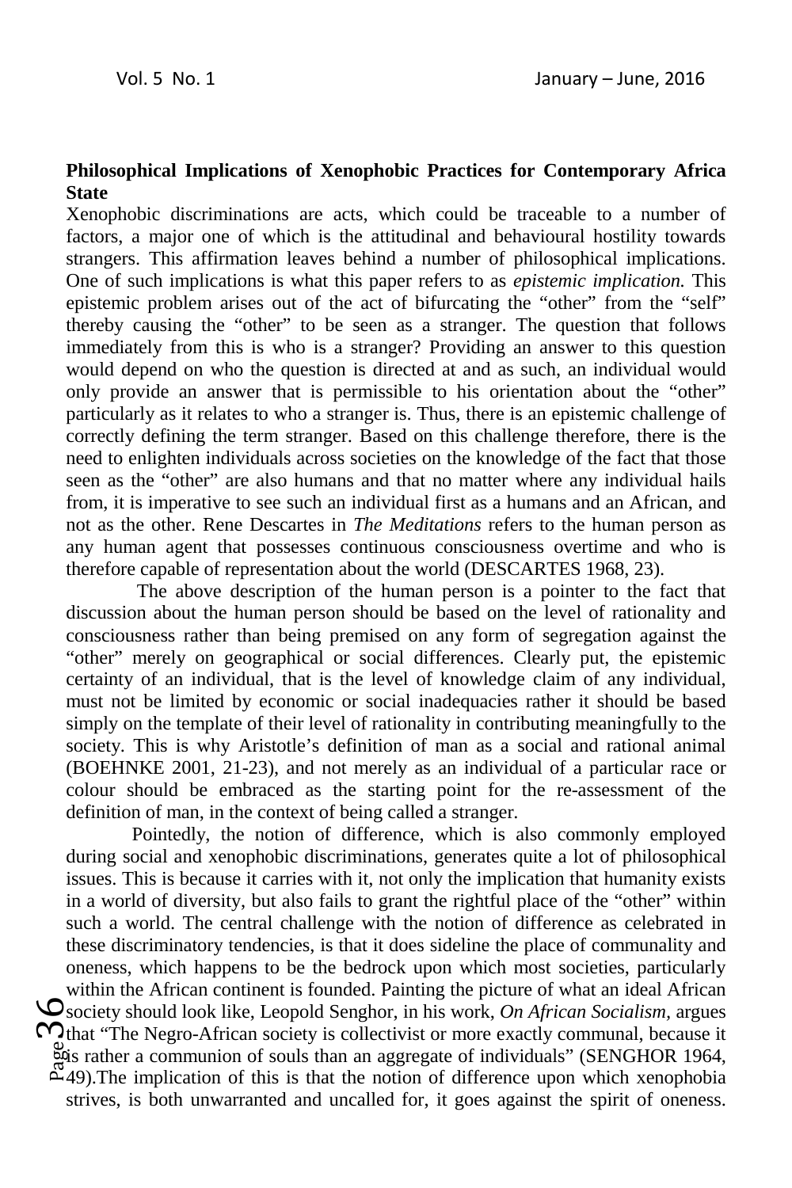**Philosophical Implications of Xenophobic Practices for Contemporary Africa State**

Xenophobic discriminations are acts, which could be traceable to a number of factors, a major one of which is the attitudinal and behavioural hostility towards strangers. This affirmation leaves behind a number of philosophical implications. One of such implications is what this paper refers to as *epistemic implication.* This epistemic problem arises out of the act of bifurcating the "other" from the "self" thereby causing the "other" to be seen as a stranger. The question that follows immediately from this is who is a stranger? Providing an answer to this question would depend on who the question is directed at and as such, an individual would only provide an answer that is permissible to his orientation about the "other" particularly as it relates to who a stranger is. Thus, there is an epistemic challenge of correctly defining the term stranger. Based on this challenge therefore, there is the need to enlighten individuals across societies on the knowledge of the fact that those seen as the "other" are also humans and that no matter where any individual hails from, it is imperative to see such an individual first as a humans and an African, and not as the other. Rene Descartes in *The Meditations* refers to the human person as any human agent that possesses continuous consciousness overtime and who is therefore capable of representation about the world (DESCARTES 1968, 23).

The above description of the human person is a pointer to the fact that discussion about the human person should be based on the level of rationality and consciousness rather than being premised on any form of segregation against the "other" merely on geographical or social differences. Clearly put, the epistemic certainty of an individual, that is the level of knowledge claim of any individual, must not be limited by economic or social inadequacies rather it should be based simply on the template of their level of rationality in contributing meaningfully to the society. This is why Aristotle's definition of man as a social and rational animal (BOEHNKE 2001, 21-23), and not merely as an individual of a particular race or colour should be embraced as the starting point for the re-assessment of the definition of man, in the context of being called a stranger.

Pointedly, the notion of difference, which is also commonly employed during social and xenophobic discriminations, generates quite a lot of philosophical issues. This is because it carries with it, not only the implication that humanity exists in a world of diversity, but also fails to grant the rightful place of the "other" within such a world. The central challenge with the notion of difference as celebrated in these discriminatory tendencies, is that it does sideline the place of communality and oneness, which happens to be the bedrock upon which most societies, particularly within the African continent is founded. Painting the picture of what an ideal African society should look like, Leopold Senghor, in his work, *On African Socialism*, argues that "The Negro-African society is collectivist or more exactly communal, because it is rather a communion of souls than an aggregate of individuals" (SENGHOR 1964, 49).The implication of this is that the notion of difference upon which xenophobia strives, is both unwarranted and uncalled for, it goes against the spirit of oneness.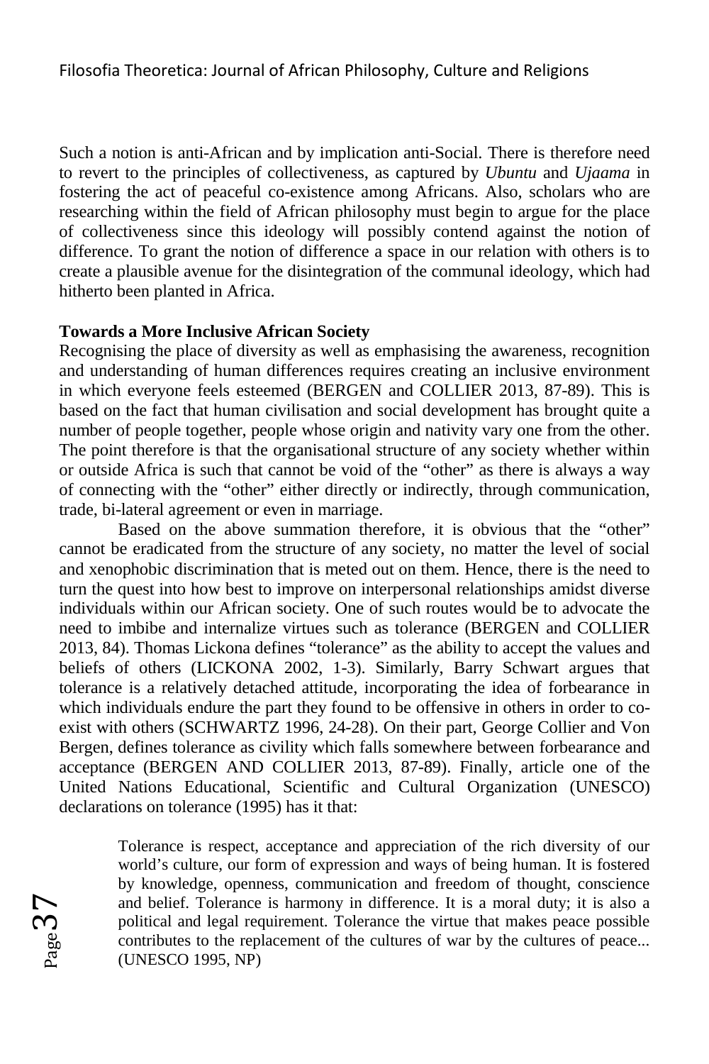Such a notion is anti-African and by implication anti-Social. There is therefore need to revert to the principles of collectiveness, as captured by *Ubuntu* and *Ujaama* in fostering the act of peaceful co-existence among Africans. Also, scholars who are researching within the field of African philosophy must begin to argue for the place of collectiveness since this ideology will possibly contend against the notion of difference. To grant the notion of difference a space in our relation with others is to create a plausible avenue for the disintegration of the communal ideology, which had hitherto been planted in Africa.

**Towards a More Inclusive African Society**

Recognising the place of diversity as well as emphasising the awareness, recognition and understanding of human differences requires creating an inclusive environment in which everyone feels esteemed (BERGEN and COLLIER 2013, 87-89). This is based on the fact that human civilisation and social development has brought quite a number of people together, people whose origin and nativity vary one from the other. The point therefore is that the organisational structure of any society whether within or outside Africa is such that cannot be void of the "other" as there is always a way of connecting with the "other" either directly or indirectly, through communication, trade, bi-lateral agreement or even in marriage.

Based on the above summation therefore, it is obvious that the "other" cannot be eradicated from the structure of any society, no matter the level of social and xenophobic discrimination that is meted out on them. Hence, there is the need to turn the quest into how best to improve on interpersonal relationships amidst diverse individuals within our African society. One of such routes would be to advocate the need to imbibe and internalize virtues such as tolerance (BERGEN and COLLIER 2013, 84). Thomas Lickona defines "tolerance" as the ability to accept the values and beliefs of others (LICKONA 2002, 1-3). Similarly, Barry Schwart argues that tolerance is a relatively detached attitude, incorporating the idea of forbearance in which individuals endure the part they found to be offensive in others in order to co-exist with others (SCHWARTZ 1996, 24-28). On their part, George Collier and Von Bergen, defines tolerance as civility which falls somewhere between forbearance and acceptance (BERGEN AND COLLIER 2013, 87-89). Finally, article one of the United Nations Educational, Scientific and Cultural Organization (UNESCO) declarations on tolerance (1995) has it that:

> Tolerance is respect, acceptance and appreciation of the rich diversity of our world's culture, our form of expression and ways of being human. It is fostered by knowledge, openness, communication and freedom of thought, conscience and belief. Tolerance is harmony in difference. It is a moral duty; it is also a political and legal requirement. Tolerance the virtue that makes peace possible contributes to the replacement of the cultures of war by the cultures of peace... (UNESCO 1995, NP)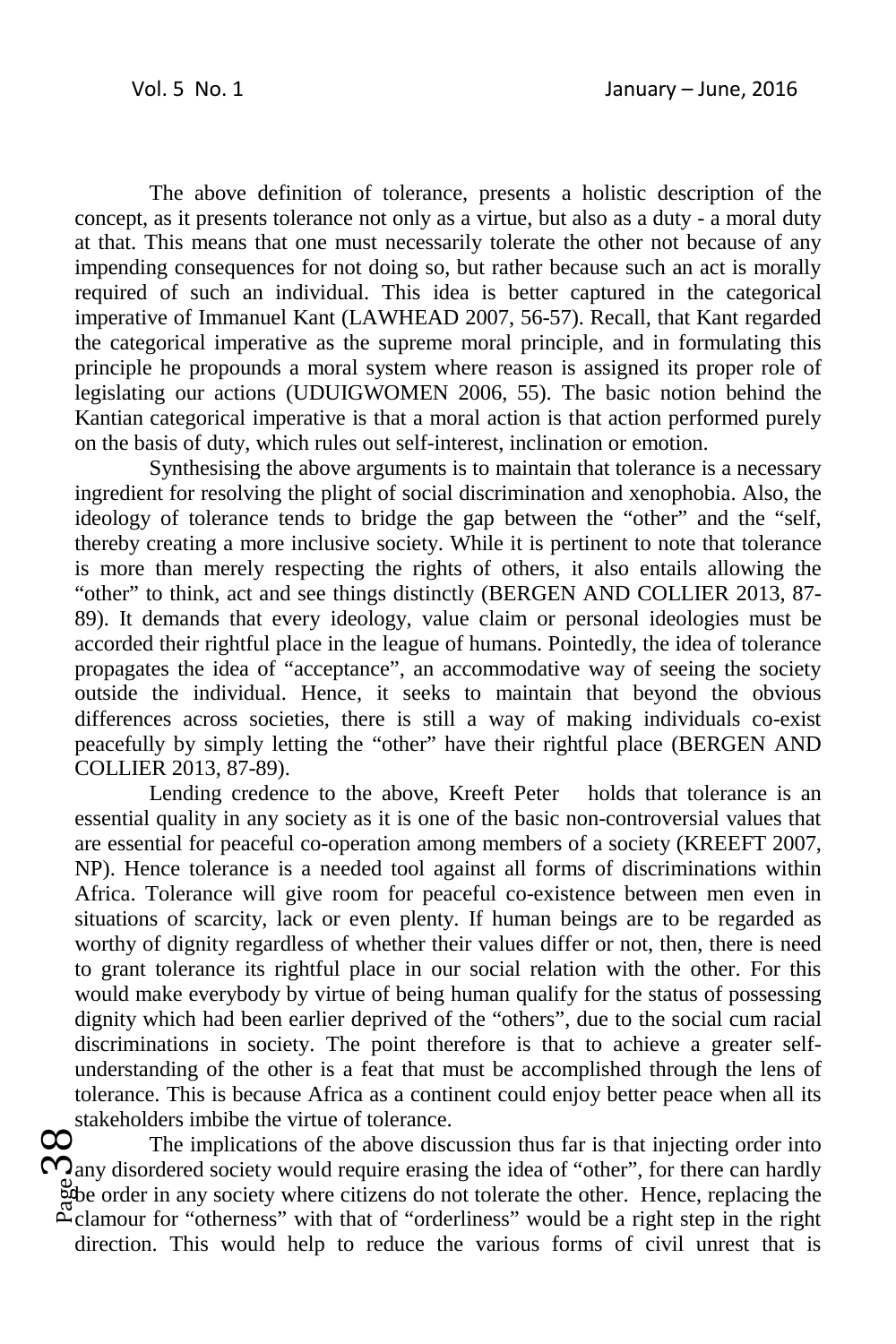The above definition of tolerance, presents a holistic description of the concept, as it presents tolerance not only as a virtue, but also as a duty - a moral duty at that. This means that one must necessarily tolerate the other not because of any impending consequences for not doing so, but rather because such an act is morally required of such an individual. This idea is better captured in the categorical imperative of Immanuel Kant (LAWHEAD 2007, 56-57). Recall, that Kant regarded the categorical imperative as the supreme moral principle, and in formulating this principle he propounds a moral system where reason is assigned its proper role of legislating our actions (UDUIGWOMEN 2006, 55). The basic notion behind the Kantian categorical imperative is that a moral action is that action performed purely on the basis of duty, which rules out self-interest, inclination or emotion.

Synthesising the above arguments is to maintain that tolerance is a necessary ingredient for resolving the plight of social discrimination and xenophobia. Also, the ideology of tolerance tends to bridge the gap between the "other" and the "self, thereby creating a more inclusive society. While it is pertinent to note that tolerance is more than merely respecting the rights of others, it also entails allowing the "other" to think, act and see things distinctly (BERGEN AND COLLIER 2013, 87-89). It demands that every ideology, value claim or personal ideologies must be accorded their rightful place in the league of humans. Pointedly, the idea of tolerance propagates the idea of "acceptance", an accommodative way of seeing the society outside the individual. Hence, it seeks to maintain that beyond the obvious differences across societies, there is still a way of making individuals co-exist peacefully by simply letting the "other" have their rightful place (BERGEN AND COLLIER 2013, 87-89).

Lending credence to the above, Kreeft Peter holds that tolerance is an essential quality in any society as it is one of the basic non-controversial values that are essential for peaceful co-operation among members of a society (KREEFT 2007, NP). Hence tolerance is a needed tool against all forms of discriminations within Africa. Tolerance will give room for peaceful co-existence between men even in situations of scarcity, lack or even plenty. If human beings are to be regarded as worthy of dignity regardless of whether their values differ or not, then, there is need to grant tolerance its rightful place in our social relation with the other. For this would make everybody by virtue of being human qualify for the status of possessing dignity which had been earlier deprived of the "others", due to the social cum racial discriminations in society. The point therefore is that to achieve a greater self-understanding of the other is a feat that must be accomplished through the lens of tolerance. This is because Africa as a continent could enjoy better peace when all its stakeholders imbibe the virtue of tolerance.

The implications of the above discussion thus far is that injecting order into any disordered society would require erasing the idea of "other", for there can hardly be order in any society where citizens do not tolerate the other. Hence, replacing the clamour for "otherness" with that of "orderliness" would be a right step in the right direction. This would help to reduce the various forms of civil unrest that is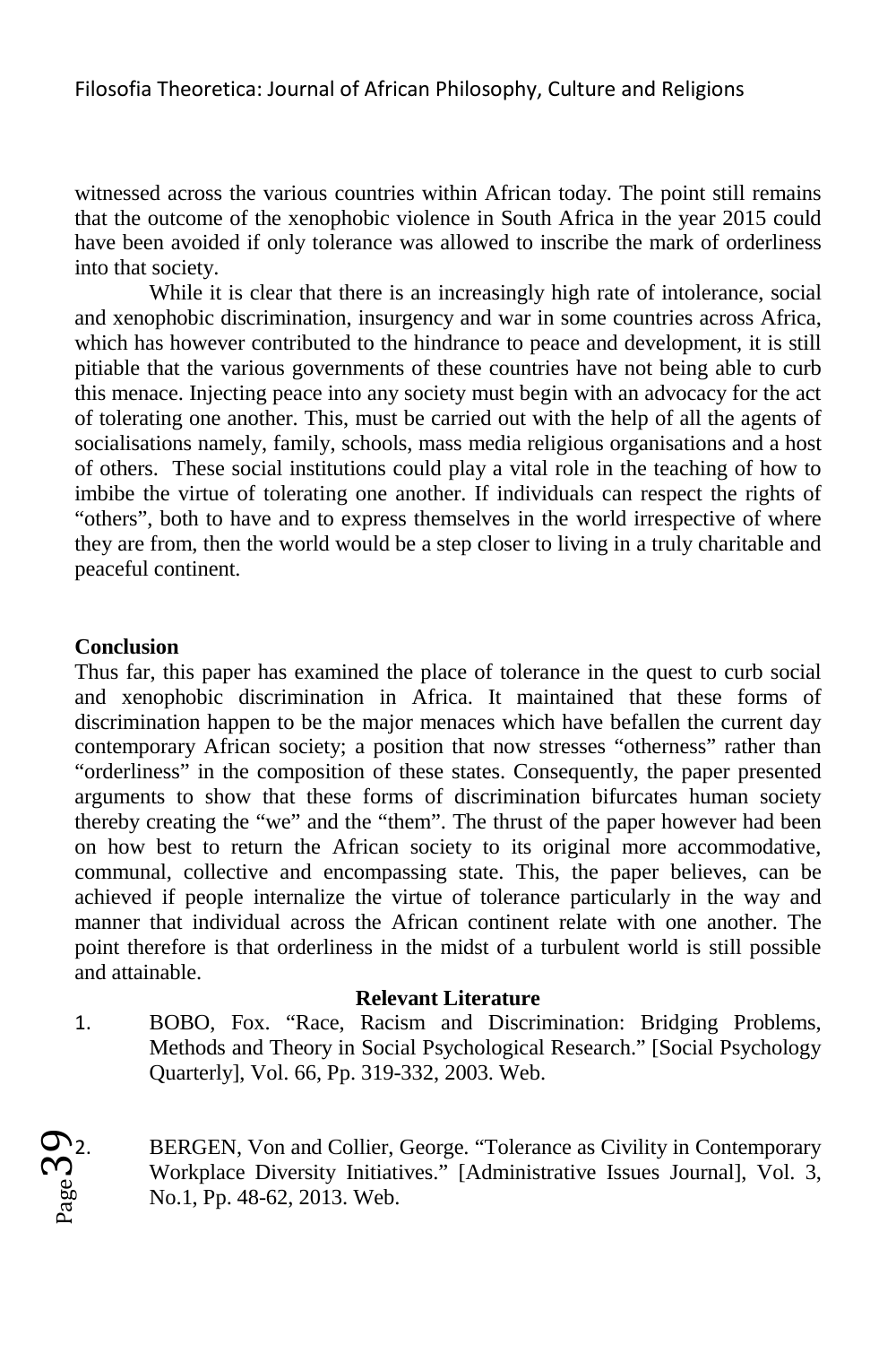witnessed across the various countries within African today. The point still remains that the outcome of the xenophobic violence in South Africa in the year 2015 could have been avoided if only tolerance was allowed to inscribe the mark of orderliness into that society.

While it is clear that there is an increasingly high rate of intolerance, social and xenophobic discrimination, insurgency and war in some countries across Africa, which has however contributed to the hindrance to peace and development, it is still pitiable that the various governments of these countries have not being able to curb this menace. Injecting peace into any society must begin with an advocacy for the act of tolerating one another. This, must be carried out with the help of all the agents of socialisations namely, family, schools, mass media religious organisations and a host of others. These social institutions could play a vital role in the teaching of how to imbibe the virtue of tolerating one another. If individuals can respect the rights of "others", both to have and to express themselves in the world irrespective of where they are from, then the world would be a step closer to living in a truly charitable and peaceful continent.

## Conclusion

Thus far, this paper has examined the place of tolerance in the quest to curb social and xenophobic discrimination in Africa. It maintained that these forms of discrimination happen to be the major menaces which have befallen the current day contemporary African society; a position that now stresses "otherness" rather than "orderliness" in the composition of these states. Consequently, the paper presented arguments to show that these forms of discrimination bifurcates human society thereby creating the "we" and the "them". The thrust of the paper however had been on how best to return the African society to its original more accommodative, communal, collective and encompassing state. This, the paper believes, can be achieved if people internalize the virtue of tolerance particularly in the way and manner that individual across the African continent relate with one another. The point therefore is that orderliness in the midst of a turbulent world is still possible and attainable.

## Relevant Literature

1. BOBO, Fox. "Race, Racism and Discrimination: Bridging Problems, Methods and Theory in Social Psychological Research." [Social Psychology Quarterly], Vol. 66, Pp. 319-332, 2003. Web.

2. BERGEN, Von and Collier, George. "Tolerance as Civility in Contemporary Workplace Diversity Initiatives." [Administrative Issues Journal], Vol. 3, No.1, Pp. 48-62, 2013. Web.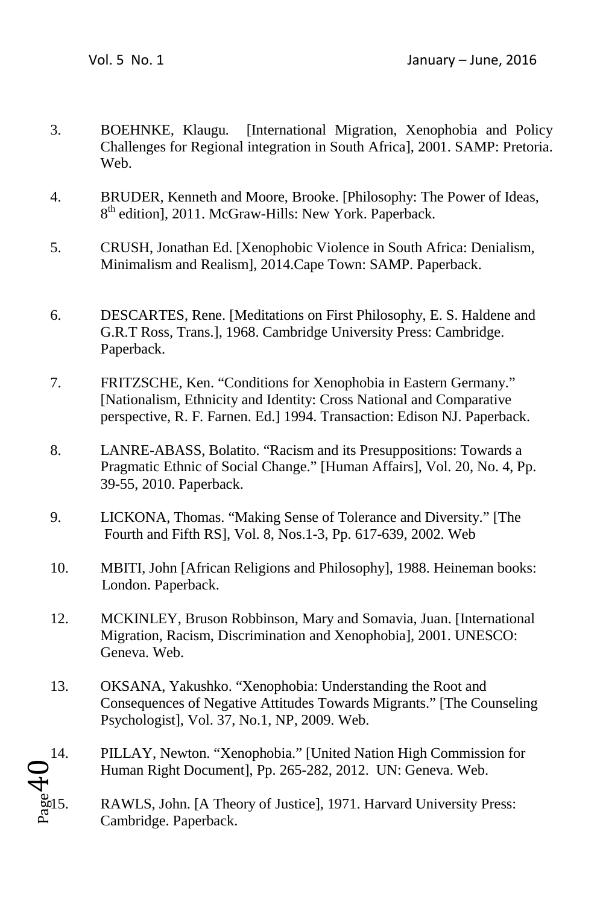3. BOEHNKE, Klaugu. [International Migration, Xenophobia and Policy Challenges for Regional integration in South Africa], 2001. SAMP: Pretoria. Web.

4. BRUDER, Kenneth and Moore, Brooke. [Philosophy: The Power of Ideas, 8th edition], 2011. McGraw-Hills: New York. Paperback.

5. CRUSH, Jonathan Ed. [Xenophobic Violence in South Africa: Denialism, Minimalism and Realism], 2014.Cape Town: SAMP. Paperback.

6. DESCARTES, Rene. [Meditations on First Philosophy, E. S. Haldene and G.R.T Ross, Trans.], 1968. Cambridge University Press: Cambridge. Paperback.

7. FRITZSCHE, Ken. "Conditions for Xenophobia in Eastern Germany." [Nationalism, Ethnicity and Identity: Cross National and Comparative perspective, R. F. Farnen. Ed.] 1994. Transaction: Edison NJ. Paperback.

8. LANRE-ABASS, Bolatito. "Racism and its Presuppositions: Towards a Pragmatic Ethnic of Social Change." [Human Affairs], Vol. 20, No. 4, Pp. 39-55, 2010. Paperback.

9. LICKONA, Thomas. "Making Sense of Tolerance and Diversity." [The Fourth and Fifth RS], Vol. 8, Nos.1-3, Pp. 617-639, 2002. Web

10. MBITI, John [African Religions and Philosophy], 1988. Heineman books: London. Paperback.

12. MCKINLEY, Bruson Robbinson, Mary and Somavia, Juan. [International Migration, Racism, Discrimination and Xenophobia], 2001. UNESCO: Geneva. Web.

13. OKSANA, Yakushko. "Xenophobia: Understanding the Root and Consequences of Negative Attitudes Towards Migrants." [The Counseling Psychologist], Vol. 37, No.1, NP, 2009. Web.

14. PILLAY, Newton. "Xenophobia." [United Nation High Commission for Human Right Document], Pp. 265-282, 2012. UN: Geneva. Web.

15. RAWLS, John. [A Theory of Justice], 1971. Harvard University Press: Cambridge. Paperback.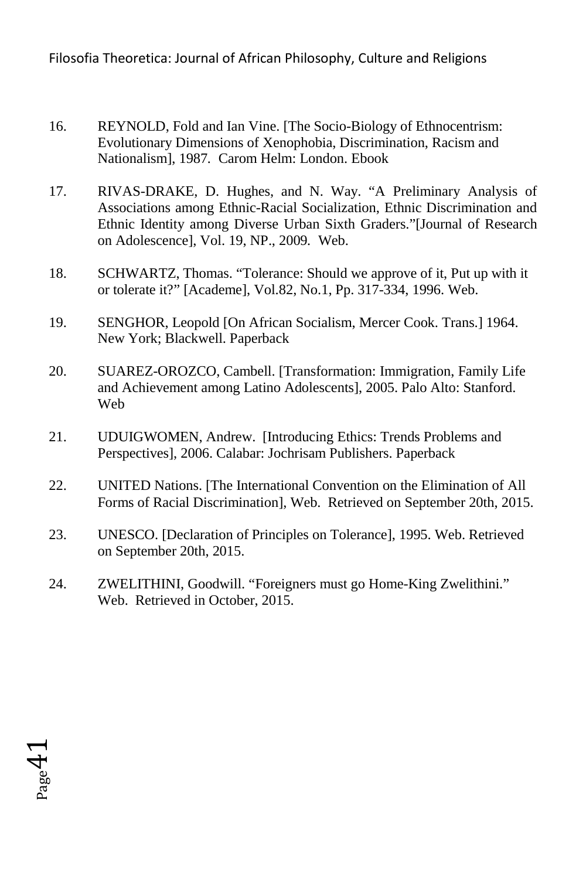16. REYNOLD, Fold and Ian Vine. [The Socio-Biology of Ethnocentrism: Evolutionary Dimensions of Xenophobia, Discrimination, Racism and Nationalism], 1987. Carom Helm: London. Ebook

17. RIVAS-DRAKE, D. Hughes, and N. Way. "A Preliminary Analysis of Associations among Ethnic-Racial Socialization, Ethnic Discrimination and Ethnic Identity among Diverse Urban Sixth Graders."[Journal of Research on Adolescence], Vol. 19, NP., 2009. Web.

18. SCHWARTZ, Thomas. "Tolerance: Should we approve of it, Put up with it or tolerate it?" [Academe], Vol.82, No.1, Pp. 317-334, 1996. Web.

19. SENGHOR, Leopold [On African Socialism, Mercer Cook. Trans.] 1964. New York; Blackwell. Paperback

20. SUAREZ-OROZCO, Cambell. [Transformation: Immigration, Family Life and Achievement among Latino Adolescents], 2005. Palo Alto: Stanford. Web

21. UDUIGWOMEN, Andrew. [Introducing Ethics: Trends Problems and Perspectives], 2006. Calabar: Jochrisam Publishers. Paperback

22. UNITED Nations. [The International Convention on the Elimination of All Forms of Racial Discrimination], Web. Retrieved on September 20th, 2015.

23. UNESCO. [Declaration of Principles on Tolerance], 1995. Web. Retrieved on September 20th, 2015.

24. ZWELITHINI, Goodwill. "Foreigners must go Home-King Zwelithini." Web. Retrieved in October, 2015.